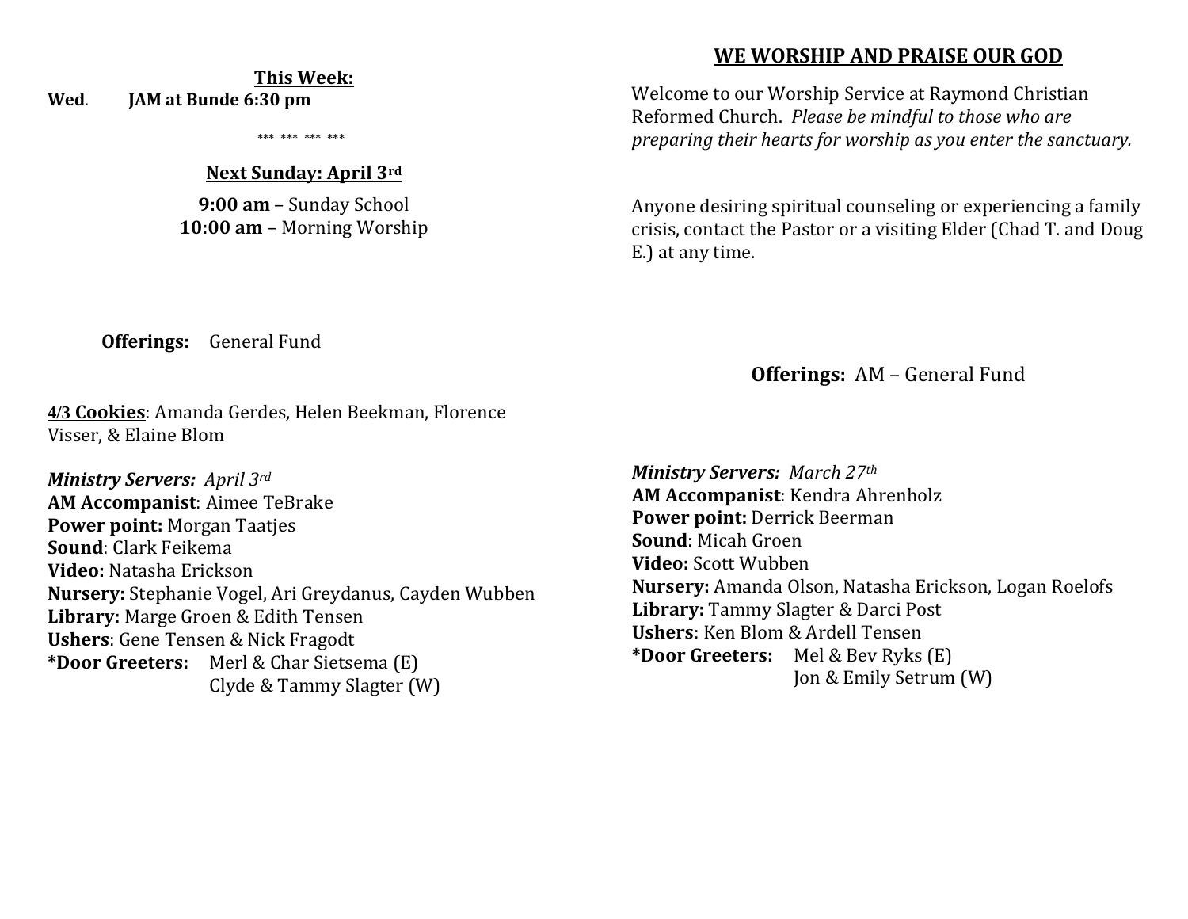**This Week:**

**Wed**. **JAM at Bunde 6:30 pm**

\*\*\* \*\*\* \*\*\* \*\*\*

**Next Sunday: April 3rd**

**9:00 am** – Sunday School
**10:00 am** – Morning Worship

**Offerings:** General Fund

**4/3 Cookies**: Amanda Gerdes, Helen Beekman, Florence Visser, & Elaine Blom

***Ministry Servers:*** *April 3rd*
**AM Accompanist**: Aimee TeBrake
**Power point:** Morgan Taatjes
**Sound**: Clark Feikema
**Video:** Natasha Erickson
**Nursery:** Stephanie Vogel, Ari Greydanus, Cayden Wubben
**Library:** Marge Groen & Edith Tensen
**Ushers**: Gene Tensen & Nick Fragodt
**\*Door Greeters:** Merl & Char Sietsema (E)
Clyde & Tammy Slagter (W)

## WE WORSHIP AND PRAISE OUR GOD

Welcome to our Worship Service at Raymond Christian Reformed Church. *Please be mindful to those who are preparing their hearts for worship as you enter the sanctuary.*

Anyone desiring spiritual counseling or experiencing a family crisis, contact the Pastor or a visiting Elder (Chad T. and Doug E.) at any time.

**Offerings:** AM – General Fund

***Ministry Servers:*** *March 27th*
**AM Accompanist**: Kendra Ahrenholz
**Power point:** Derrick Beerman
**Sound**: Micah Groen
**Video:** Scott Wubben
**Nursery:** Amanda Olson, Natasha Erickson, Logan Roelofs
**Library:** Tammy Slagter & Darci Post
**Ushers**: Ken Blom & Ardell Tensen
**\*Door Greeters:** Mel & Bev Ryks (E)
Jon & Emily Setrum (W)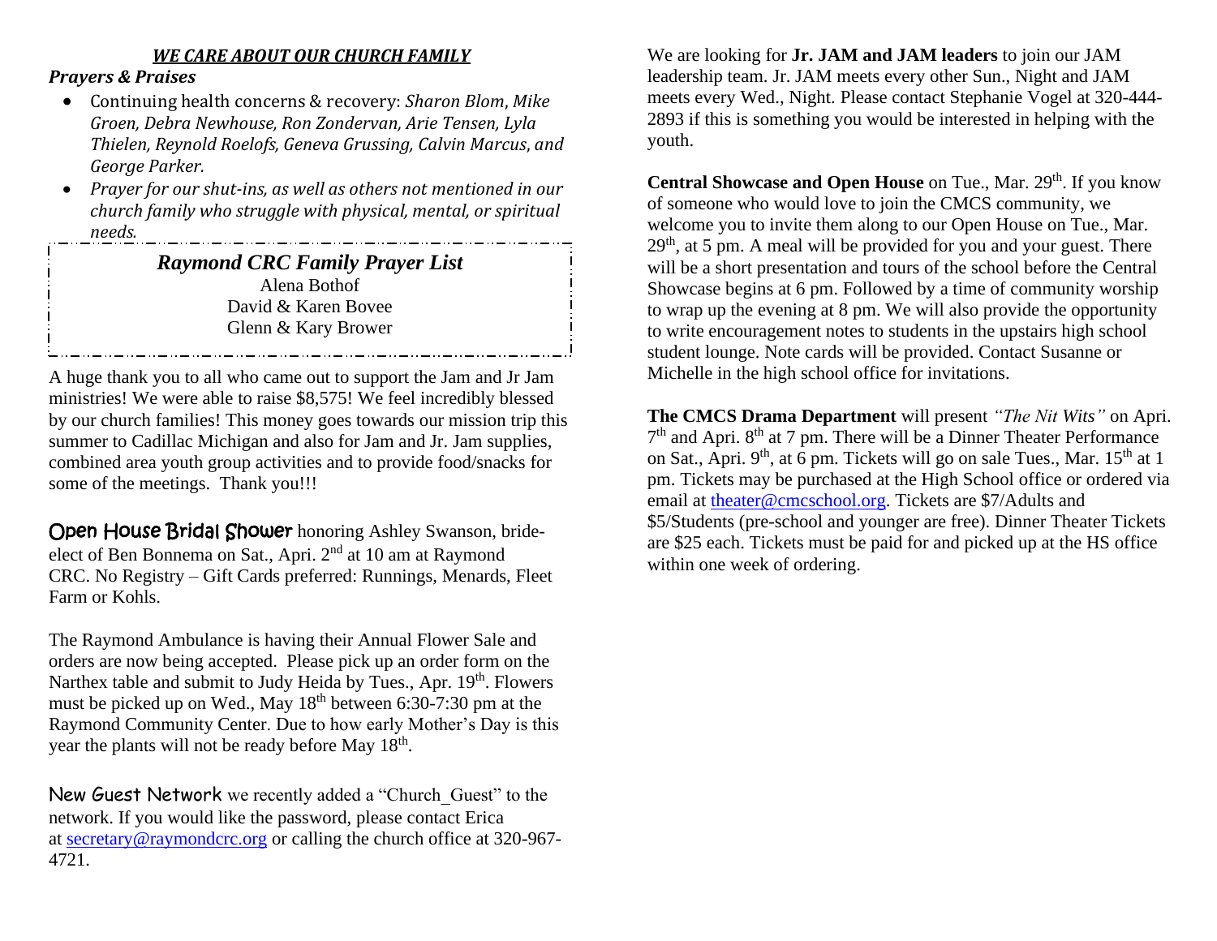***WE CARE ABOUT OUR CHURCH FAMILY***

***Prayers & Praises***

- Continuing health concerns & recovery: *Sharon Blom, Mike Groen, Debra Newhouse, Ron Zondervan, Arie Tensen, Lyla Thielen, Reynold Roelofs, Geneva Grussing, Calvin Marcus, and George Parker.*
- *Prayer for our shut-ins, as well as others not mentioned in our church family who struggle with physical, mental, or spiritual needs.*

***Raymond CRC Family Prayer List***

Alena Bothof
David & Karen Bovee
Glenn & Kary Brower

A huge thank you to all who came out to support the Jam and Jr Jam ministries! We were able to raise $8,575! We feel incredibly blessed by our church families! This money goes towards our mission trip this summer to Cadillac Michigan and also for Jam and Jr. Jam supplies, combined area youth group activities and to provide food/snacks for some of the meetings. Thank you!!!

**Open House Bridal Shower** honoring Ashley Swanson, bride-elect of Ben Bonnema on Sat., Apri. 2nd at 10 am at Raymond CRC. No Registry – Gift Cards preferred: Runnings, Menards, Fleet Farm or Kohls.

The Raymond Ambulance is having their Annual Flower Sale and orders are now being accepted. Please pick up an order form on the Narthex table and submit to Judy Heida by Tues., Apr. 19th. Flowers must be picked up on Wed., May 18th between 6:30-7:30 pm at the Raymond Community Center. Due to how early Mother's Day is this year the plants will not be ready before May 18th.

**New Guest Network** we recently added a "Church_Guest" to the network. If you would like the password, please contact Erica at secretary@raymondcrc.org or calling the church office at 320-967-4721.

We are looking for **Jr. JAM and JAM leaders** to join our JAM leadership team. Jr. JAM meets every other Sun., Night and JAM meets every Wed., Night. Please contact Stephanie Vogel at 320-444-2893 if this is something you would be interested in helping with the youth.

**Central Showcase and Open House** on Tue., Mar. 29th. If you know of someone who would love to join the CMCS community, we welcome you to invite them along to our Open House on Tue., Mar. 29th, at 5 pm. A meal will be provided for you and your guest. There will be a short presentation and tours of the school before the Central Showcase begins at 6 pm. Followed by a time of community worship to wrap up the evening at 8 pm. We will also provide the opportunity to write encouragement notes to students in the upstairs high school student lounge. Note cards will be provided. Contact Susanne or Michelle in the high school office for invitations.

**The CMCS Drama Department** will present *"The Nit Wits"* on Apri. 7th and Apri. 8th at 7 pm. There will be a Dinner Theater Performance on Sat., Apri. 9th, at 6 pm. Tickets will go on sale Tues., Mar. 15th at 1 pm. Tickets may be purchased at the High School office or ordered via email at theater@cmcschool.org. Tickets are $7/Adults and $5/Students (pre-school and younger are free). Dinner Theater Tickets are $25 each. Tickets must be paid for and picked up at the HS office within one week of ordering.